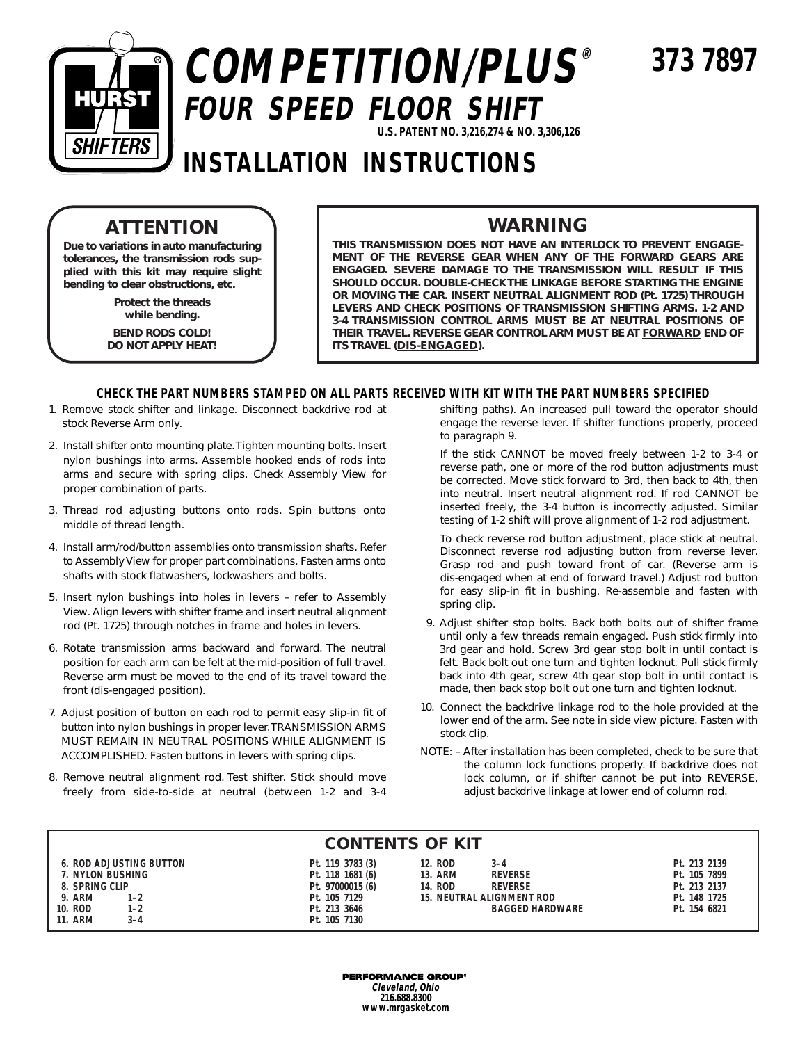# COMPETITION/PLUS®

## FOUR SPEED FLOOR SHIFT

**373 7897**

U.S. PATENT NO. 3,216,274 & NO. 3,306,126

# INSTALLATION INSTRUCTIONS

### ATTENTION

**Due to variations in auto manufacturing tolerances, the transmission rods supplied with this kit may require slight bending to clear obstructions, etc.**

**Protect the threads while bending.**

**BEND RODS COLD! DO NOT APPLY HEAT!**

### WARNING

**THIS TRANSMISSION DOES NOT HAVE AN INTERLOCK TO PREVENT ENGAGEMENT OF THE REVERSE GEAR WHEN ANY OF THE FORWARD GEARS ARE ENGAGED. SEVERE DAMAGE TO THE TRANSMISSION WILL RESULT IF THIS SHOULD OCCUR. DOUBLE-CHECK THE LINKAGE BEFORE STARTING THE ENGINE OR MOVING THE CAR. INSERT NEUTRAL ALIGNMENT ROD (Pt. 1725) THROUGH LEVERS AND CHECK POSITIONS OF TRANSMISSION SHIFTING ARMS. 1-2 AND 3-4 TRANSMISSION CONTROL ARMS MUST BE AT NEUTRAL POSITIONS OF THEIR TRAVEL. REVERSE GEAR CONTROL ARM MUST BE AT <u>FORWARD</u> END OF ITS TRAVEL (<u>DIS-ENGAGED</u>).**

**CHECK THE PART NUMBERS STAMPED ON ALL PARTS RECEIVED WITH KIT WITH THE PART NUMBERS SPECIFIED**

1. Remove stock shifter and linkage. Disconnect backdrive rod at stock Reverse Arm only.
2. Install shifter onto mounting plate. Tighten mounting bolts. Insert nylon bushings into arms. Assemble hooked ends of rods into arms and secure with spring clips. Check Assembly View for proper combination of parts.
3. Thread rod adjusting buttons onto rods. Spin buttons onto middle of thread length.
4. Install arm/rod/button assemblies onto transmission shafts. Refer to Assembly View for proper part combinations. Fasten arms onto shafts with stock flatwashers, lockwashers and bolts.
5. Insert nylon bushings into holes in levers – refer to Assembly View. Align levers with shifter frame and insert neutral alignment rod (Pt. 1725) through notches in frame and holes in levers.
6. Rotate transmission arms backward and forward. The neutral position for each arm can be felt at the mid-position of full travel. Reverse arm must be moved to the end of its travel toward the front (dis-engaged position).
7. Adjust position of button on each rod to permit easy slip-in fit of button into nylon bushings in proper lever. TRANSMISSION ARMS MUST REMAIN IN NEUTRAL POSITIONS WHILE ALIGNMENT IS ACCOMPLISHED. Fasten buttons in levers with spring clips.
8. Remove neutral alignment rod. Test shifter. Stick should move freely from side-to-side at neutral (between 1-2 and 3-4 shifting paths). An increased pull toward the operator should engage the reverse lever. If shifter functions properly, proceed to paragraph 9.

   If the stick CANNOT be moved freely between 1-2 to 3-4 or reverse path, one or more of the rod button adjustments must be corrected. Move stick forward to 3rd, then back to 4th, then into neutral. Insert neutral alignment rod. If rod CANNOT be inserted freely, the 3-4 button is incorrectly adjusted. Similar testing of 1-2 shift will prove alignment of 1-2 rod adjustment.

   To check reverse rod button adjustment, place stick at neutral. Disconnect reverse rod adjusting button from reverse lever. Grasp rod and push toward front of car. (Reverse arm is dis-engaged when at end of forward travel.) Adjust rod button for easy slip-in fit in bushing. Re-assemble and fasten with spring clip.
9. Adjust shifter stop bolts. Back both bolts out of shifter frame until only a few threads remain engaged. Push stick firmly into 3rd gear and hold. Screw 3rd gear stop bolt in until contact is felt. Back bolt out one turn and tighten locknut. Pull stick firmly back into 4th gear, screw 4th gear stop bolt in until contact is made, then back stop bolt out one turn and tighten locknut.
10. Connect the backdrive linkage rod to the hole provided at the lower end of the arm. See note in side view picture. Fasten with stock clip.

NOTE: – After installation has been completed, check to be sure that the column lock functions properly. If backdrive does not lock column, or if shifter cannot be put into REVERSE, adjust backdrive linkage at lower end of column rod.

### CONTENTS OF KIT

| No. | Item | | Part No. |
|---|---|---|---|
| 6. | ROD ADJUSTING BUTTON | | Pt. 119 3783 (3) |
| 7. | NYLON BUSHING | | Pt. 118 1681 (6) |
| 8. | SPRING CLIP | | Pt. 97000015 (6) |
| 9. | ARM | 1–2 | Pt. 105 7129 |
| 10. | ROD | 1–2 | Pt. 213 3646 |
| 11. | ARM | 3–4 | Pt. 105 7130 |
| 12. | ROD | 3–4 | Pt. 213 2139 |
| 13. | ARM | REVERSE | Pt. 105 7899 |
| 14. | ROD | REVERSE | Pt. 213 2137 |
| 15. | NEUTRAL ALIGNMENT ROD | | Pt. 148 1725 |
| | | BAGGED HARDWARE | Pt. 154 6821 |

PERFORMANCE GROUP®
Cleveland, Ohio
216.688.8300
www.mrgasket.com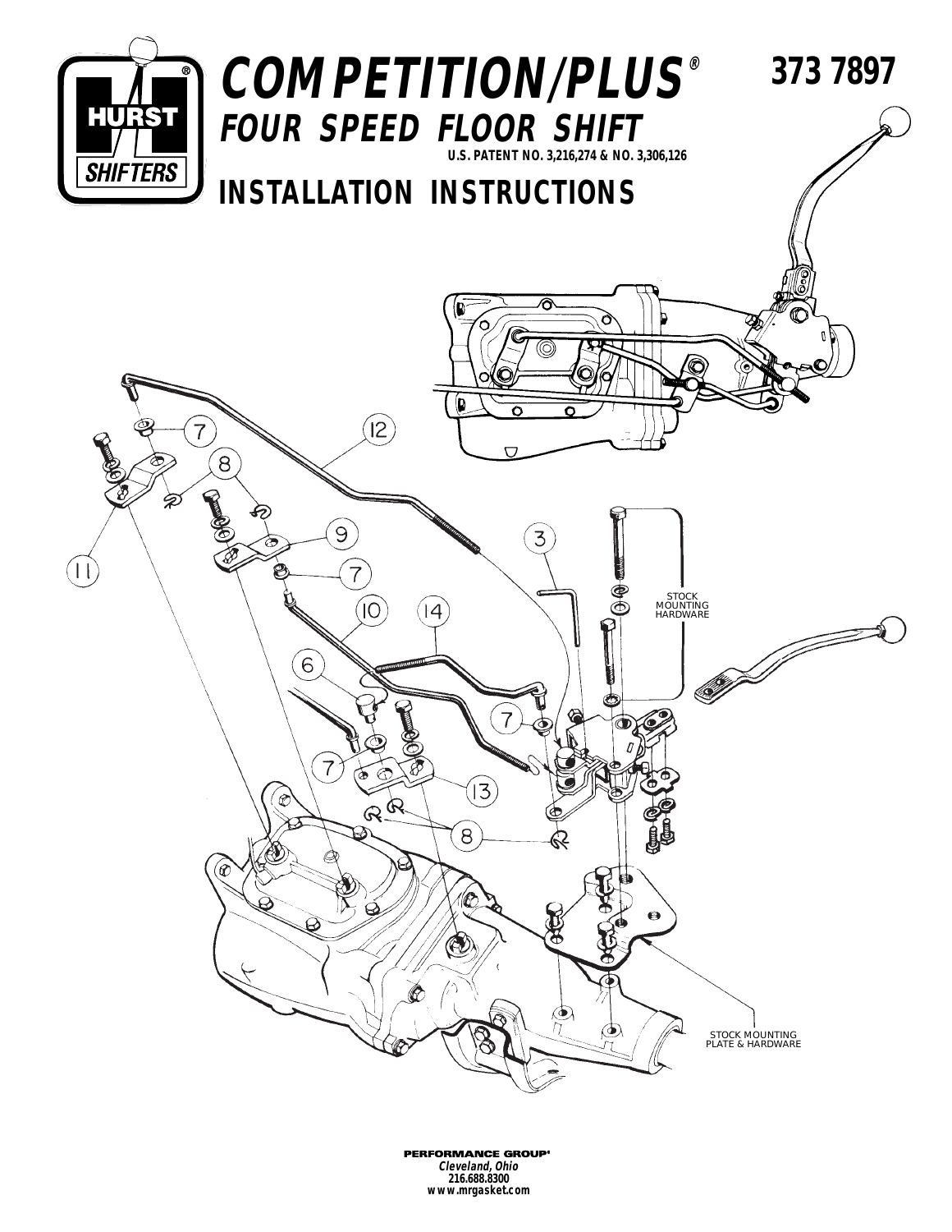# COMPETITION/PLUS®

## FOUR SPEED FLOOR SHIFT

**373 7897**

U.S. PATENT NO. 3,216,274 & NO. 3,306,126

## INSTALLATION INSTRUCTIONS

HURST SHIFTERS

12

7

8

9

11

7

3

10

14

STOCK MOUNTING HARDWARE

6

7

7

13

8

8

STOCK MOUNTING PLATE & HARDWARE

PERFORMANCE GROUP®
*Cleveland, Ohio*
216.688.8300
www.mrgasket.com